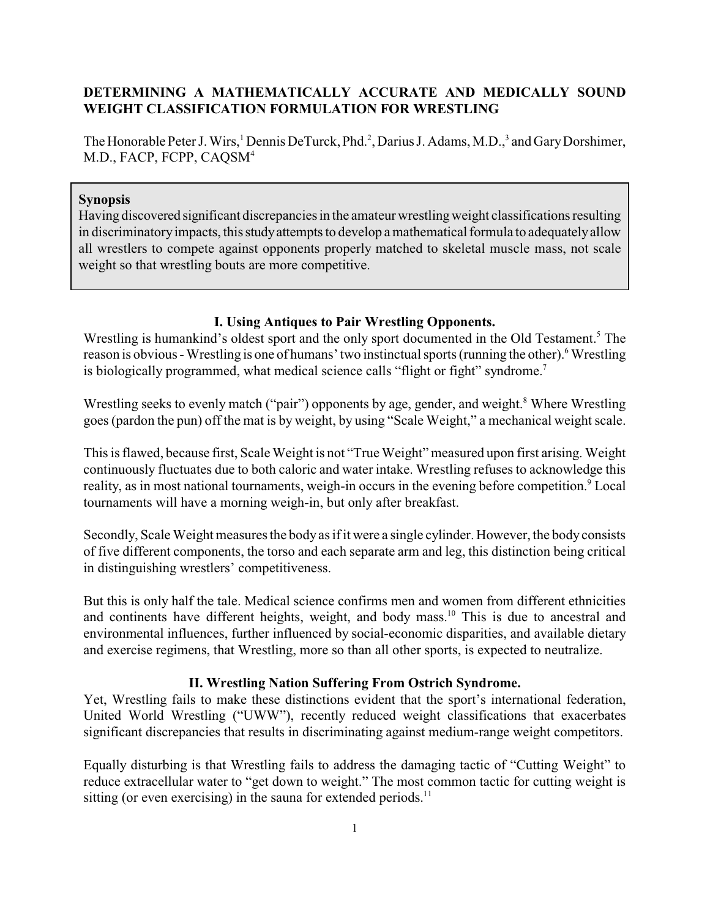# DETERMINING A MATHEMATICALLY ACCURATE AND MEDICALLY SOUND WEIGHT CLASSIFICATION FORMULATION FOR WRESTLING

The Honorable Peter J. Wirs,[1] Dennis DeTurck, Phd.[2], Darius J. Adams, M.D.,[3] and Gary Dorshimer, M.D., FACP, FCPP, CAQSM[4]

> **Synopsis**
>
> Having discovered significant discrepancies in the amateur wrestling weight classifications resulting in discriminatory impacts, this study attempts to develop a mathematical formula to adequately allow all wrestlers to compete against opponents properly matched to skeletal muscle mass, not scale weight so that wrestling bouts are more competitive.

## I. Using Antiques to Pair Wrestling Opponents.

Wrestling is humankind's oldest sport and the only sport documented in the Old Testament.[5] The reason is obvious - Wrestling is one of humans' two instinctual sports (running the other).[6] Wrestling is biologically programmed, what medical science calls "flight or fight" syndrome.[7]

Wrestling seeks to evenly match ("pair") opponents by age, gender, and weight.[8] Where Wrestling goes (pardon the pun) off the mat is by weight, by using "Scale Weight," a mechanical weight scale.

This is flawed, because first, Scale Weight is not "True Weight" measured upon first arising. Weight continuously fluctuates due to both caloric and water intake. Wrestling refuses to acknowledge this reality, as in most national tournaments, weigh-in occurs in the evening before competition.[9] Local tournaments will have a morning weigh-in, but only after breakfast.

Secondly, Scale Weight measures the body as if it were a single cylinder. However, the body consists of five different components, the torso and each separate arm and leg, this distinction being critical in distinguishing wrestlers' competitiveness.

But this is only half the tale. Medical science confirms men and women from different ethnicities and continents have different heights, weight, and body mass.[10] This is due to ancestral and environmental influences, further influenced by social-economic disparities, and available dietary and exercise regimens, that Wrestling, more so than all other sports, is expected to neutralize.

## II. Wrestling Nation Suffering From Ostrich Syndrome.

Yet, Wrestling fails to make these distinctions evident that the sport's international federation, United World Wrestling ("UWW"), recently reduced weight classifications that exacerbates significant discrepancies that results in discriminating against medium-range weight competitors.

Equally disturbing is that Wrestling fails to address the damaging tactic of "Cutting Weight" to reduce extracellular water to "get down to weight." The most common tactic for cutting weight is sitting (or even exercising) in the sauna for extended periods.[11]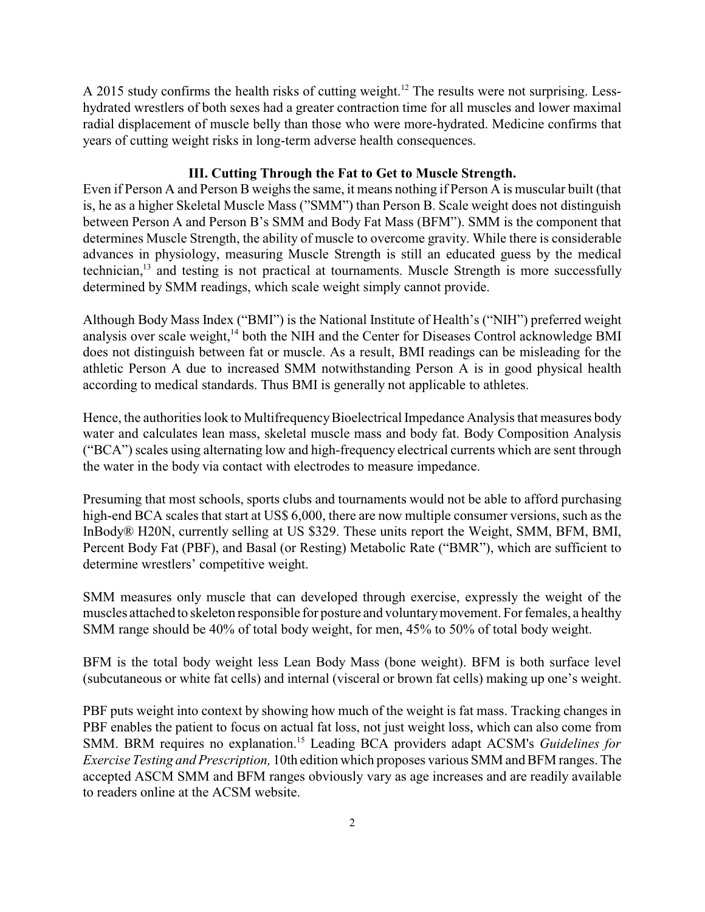A 2015 study confirms the health risks of cutting weight.[12] The results were not surprising. Less-hydrated wrestlers of both sexes had a greater contraction time for all muscles and lower maximal radial displacement of muscle belly than those who were more-hydrated. Medicine confirms that years of cutting weight risks in long-term adverse health consequences.

### III. Cutting Through the Fat to Get to Muscle Strength.

Even if Person A and Person B weighs the same, it means nothing if Person A is muscular built (that is, he as a higher Skeletal Muscle Mass ("SMM") than Person B. Scale weight does not distinguish between Person A and Person B's SMM and Body Fat Mass (BFM"). SMM is the component that determines Muscle Strength, the ability of muscle to overcome gravity. While there is considerable advances in physiology, measuring Muscle Strength is still an educated guess by the medical technician,[13] and testing is not practical at tournaments. Muscle Strength is more successfully determined by SMM readings, which scale weight simply cannot provide.

Although Body Mass Index ("BMI") is the National Institute of Health's ("NIH") preferred weight analysis over scale weight,[14] both the NIH and the Center for Diseases Control acknowledge BMI does not distinguish between fat or muscle. As a result, BMI readings can be misleading for the athletic Person A due to increased SMM notwithstanding Person A is in good physical health according to medical standards. Thus BMI is generally not applicable to athletes.

Hence, the authorities look to Multifrequency Bioelectrical Impedance Analysis that measures body water and calculates lean mass, skeletal muscle mass and body fat. Body Composition Analysis ("BCA") scales using alternating low and high-frequency electrical currents which are sent through the water in the body via contact with electrodes to measure impedance.

Presuming that most schools, sports clubs and tournaments would not be able to afford purchasing high-end BCA scales that start at US$ 6,000, there are now multiple consumer versions, such as the InBody® H20N, currently selling at US $329. These units report the Weight, SMM, BFM, BMI, Percent Body Fat (PBF), and Basal (or Resting) Metabolic Rate ("BMR"), which are sufficient to determine wrestlers' competitive weight.

SMM measures only muscle that can developed through exercise, expressly the weight of the muscles attached to skeleton responsible for posture and voluntary movement. For females, a healthy SMM range should be 40% of total body weight, for men, 45% to 50% of total body weight.

BFM is the total body weight less Lean Body Mass (bone weight). BFM is both surface level (subcutaneous or white fat cells) and internal (visceral or brown fat cells) making up one's weight.

PBF puts weight into context by showing how much of the weight is fat mass. Tracking changes in PBF enables the patient to focus on actual fat loss, not just weight loss, which can also come from SMM. BRM requires no explanation.[15] Leading BCA providers adapt ACSM's *Guidelines for Exercise Testing and Prescription,* 10th edition which proposes various SMM and BFM ranges. The accepted ASCM SMM and BFM ranges obviously vary as age increases and are readily available to readers online at the ACSM website.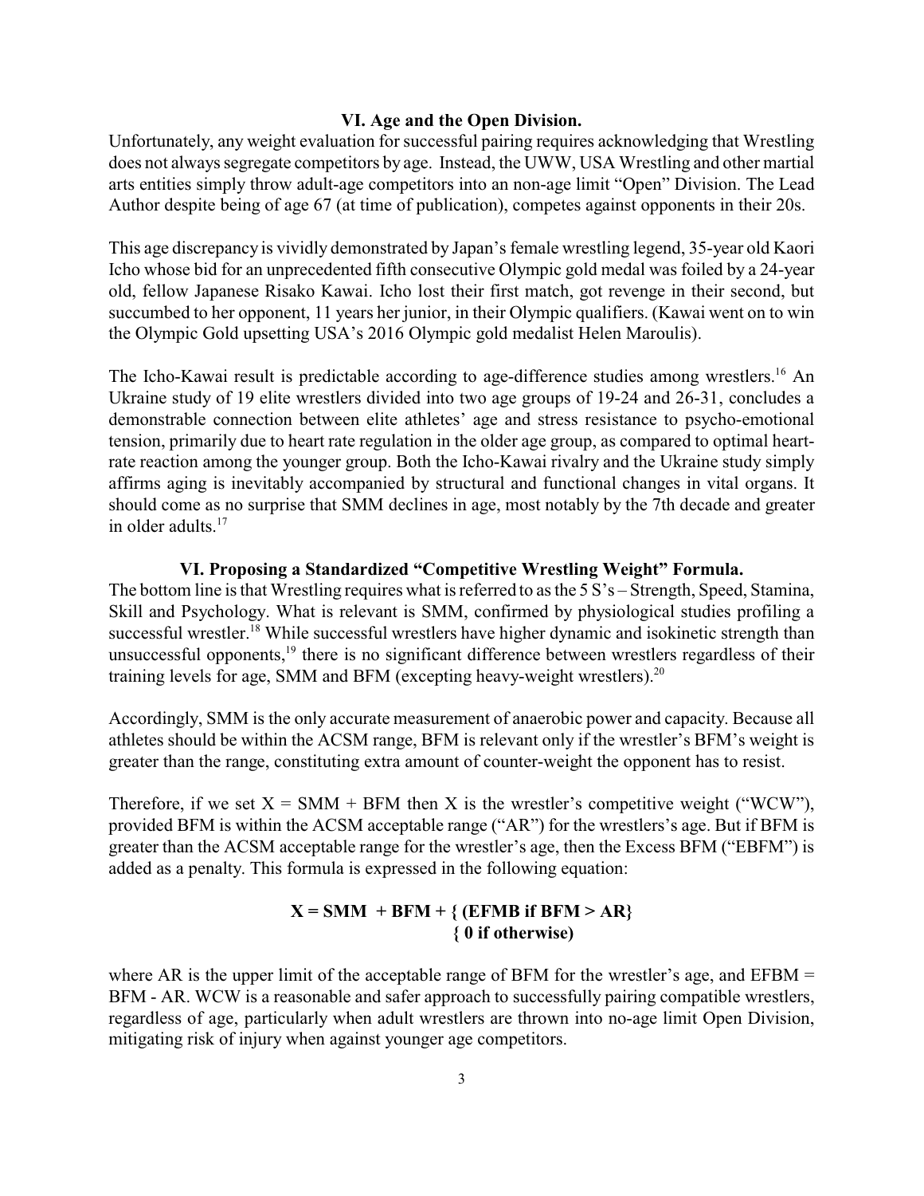## VI. Age and the Open Division.

Unfortunately, any weight evaluation for successful pairing requires acknowledging that Wrestling does not always segregate competitors by age. Instead, the UWW, USA Wrestling and other martial arts entities simply throw adult-age competitors into an non-age limit "Open" Division. The Lead Author despite being of age 67 (at time of publication), competes against opponents in their 20s.

This age discrepancy is vividly demonstrated by Japan's female wrestling legend, 35-year old Kaori Icho whose bid for an unprecedented fifth consecutive Olympic gold medal was foiled by a 24-year old, fellow Japanese Risako Kawai. Icho lost their first match, got revenge in their second, but succumbed to her opponent, 11 years her junior, in their Olympic qualifiers. (Kawai went on to win the Olympic Gold upsetting USA's 2016 Olympic gold medalist Helen Maroulis).

The Icho-Kawai result is predictable according to age-difference studies among wrestlers.[16] An Ukraine study of 19 elite wrestlers divided into two age groups of 19-24 and 26-31, concludes a demonstrable connection between elite athletes' age and stress resistance to psycho-emotional tension, primarily due to heart rate regulation in the older age group, as compared to optimal heart-rate reaction among the younger group. Both the Icho-Kawai rivalry and the Ukraine study simply affirms aging is inevitably accompanied by structural and functional changes in vital organs. It should come as no surprise that SMM declines in age, most notably by the 7th decade and greater in older adults.[17]

## VI. Proposing a Standardized "Competitive Wrestling Weight" Formula.

The bottom line is that Wrestling requires what is referred to as the 5 S's – Strength, Speed, Stamina, Skill and Psychology. What is relevant is SMM, confirmed by physiological studies profiling a successful wrestler.[18] While successful wrestlers have higher dynamic and isokinetic strength than unsuccessful opponents,[19] there is no significant difference between wrestlers regardless of their training levels for age, SMM and BFM (excepting heavy-weight wrestlers).[20]

Accordingly, SMM is the only accurate measurement of anaerobic power and capacity. Because all athletes should be within the ACSM range, BFM is relevant only if the wrestler's BFM's weight is greater than the range, constituting extra amount of counter-weight the opponent has to resist.

Therefore, if we set $X = SMM + BFM$ then X is the wrestler's competitive weight ("WCW"), provided BFM is within the ACSM acceptable range ("AR") for the wrestlers's age. But if BFM is greater than the ACSM acceptable range for the wrestler's age, then the Excess BFM ("EBFM") is added as a penalty. This formula is expressed in the following equation:

$$X = SMM + BFM + \begin{cases} EFMB & \text{if } BFM > AR \\ 0 & \text{if otherwise} \end{cases}$$

where AR is the upper limit of the acceptable range of BFM for the wrestler's age, and $EFBM = BFM - AR$. WCW is a reasonable and safer approach to successfully pairing compatible wrestlers, regardless of age, particularly when adult wrestlers are thrown into no-age limit Open Division, mitigating risk of injury when against younger age competitors.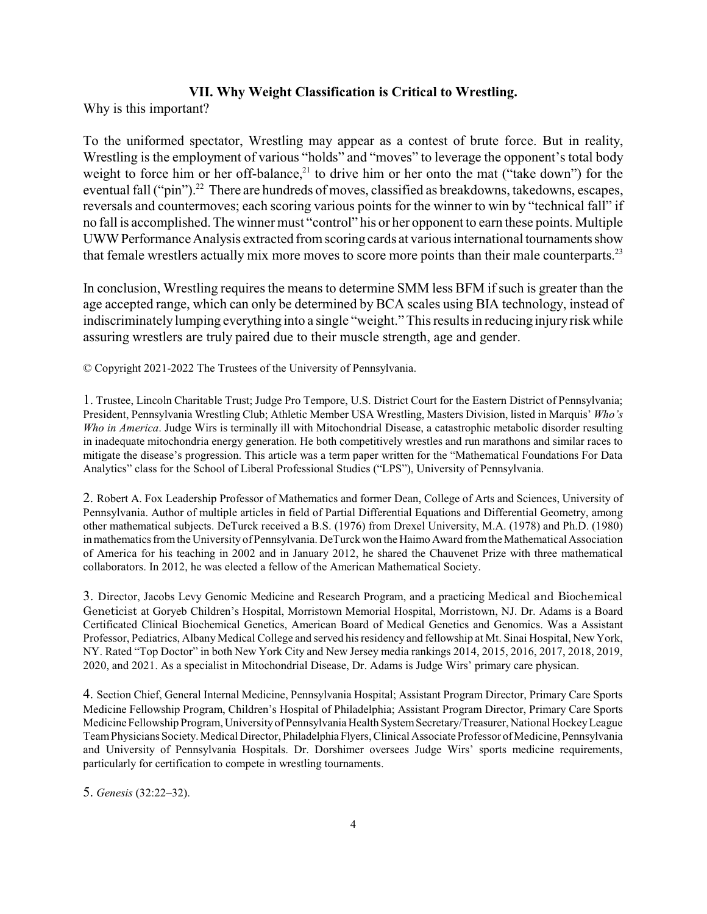### VII. Why Weight Classification is Critical to Wrestling.

Why is this important?

To the uniformed spectator, Wrestling may appear as a contest of brute force. But in reality, Wrestling is the employment of various "holds" and "moves" to leverage the opponent's total body weight to force him or her off-balance,[21] to drive him or her onto the mat ("take down") for the eventual fall ("pin").[22] There are hundreds of moves, classified as breakdowns, takedowns, escapes, reversals and countermoves; each scoring various points for the winner to win by "technical fall" if no fall is accomplished. The winner must "control" his or her opponent to earn these points. Multiple UWW Performance Analysis extracted from scoring cards at various international tournaments show that female wrestlers actually mix more moves to score more points than their male counterparts.[23]

In conclusion, Wrestling requires the means to determine SMM less BFM if such is greater than the age accepted range, which can only be determined by BCA scales using BIA technology, instead of indiscriminately lumping everything into a single "weight." This results in reducing injury risk while assuring wrestlers are truly paired due to their muscle strength, age and gender.

© Copyright 2021-2022 The Trustees of the University of Pennsylvania.

1. Trustee, Lincoln Charitable Trust; Judge Pro Tempore, U.S. District Court for the Eastern District of Pennsylvania; President, Pennsylvania Wrestling Club; Athletic Member USA Wrestling, Masters Division, listed in Marquis' *Who's Who in America*. Judge Wirs is terminally ill with Mitochondrial Disease, a catastrophic metabolic disorder resulting in inadequate mitochondria energy generation. He both competitively wrestles and run marathons and similar races to mitigate the disease's progression. This article was a term paper written for the "Mathematical Foundations For Data Analytics" class for the School of Liberal Professional Studies ("LPS"), University of Pennsylvania.

2. Robert A. Fox Leadership Professor of Mathematics and former Dean, College of Arts and Sciences, University of Pennsylvania. Author of multiple articles in field of Partial Differential Equations and Differential Geometry, among other mathematical subjects. DeTurck received a B.S. (1976) from Drexel University, M.A. (1978) and Ph.D. (1980) in mathematics from the University of Pennsylvania. DeTurck won the Haimo Award from the Mathematical Association of America for his teaching in 2002 and in January 2012, he shared the Chauvenet Prize with three mathematical collaborators. In 2012, he was elected a fellow of the American Mathematical Society.

3. Director, Jacobs Levy Genomic Medicine and Research Program, and a practicing Medical and Biochemical Geneticist at Goryeb Children's Hospital, Morristown Memorial Hospital, Morristown, NJ. Dr. Adams is a Board Certificated Clinical Biochemical Genetics, American Board of Medical Genetics and Genomics. Was a Assistant Professor, Pediatrics, Albany Medical College and served his residency and fellowship at Mt. Sinai Hospital, New York, NY. Rated "Top Doctor" in both New York City and New Jersey media rankings 2014, 2015, 2016, 2017, 2018, 2019, 2020, and 2021. As a specialist in Mitochondrial Disease, Dr. Adams is Judge Wirs' primary care physican.

4. Section Chief, General Internal Medicine, Pennsylvania Hospital; Assistant Program Director, Primary Care Sports Medicine Fellowship Program, Children's Hospital of Philadelphia; Assistant Program Director, Primary Care Sports Medicine Fellowship Program, University of Pennsylvania Health System Secretary/Treasurer, National Hockey League Team Physicians Society. Medical Director, Philadelphia Flyers, Clinical Associate Professor of Medicine, Pennsylvania and University of Pennsylvania Hospitals. Dr. Dorshimer oversees Judge Wirs' sports medicine requirements, particularly for certification to compete in wrestling tournaments.

5. *Genesis* (32:22–32).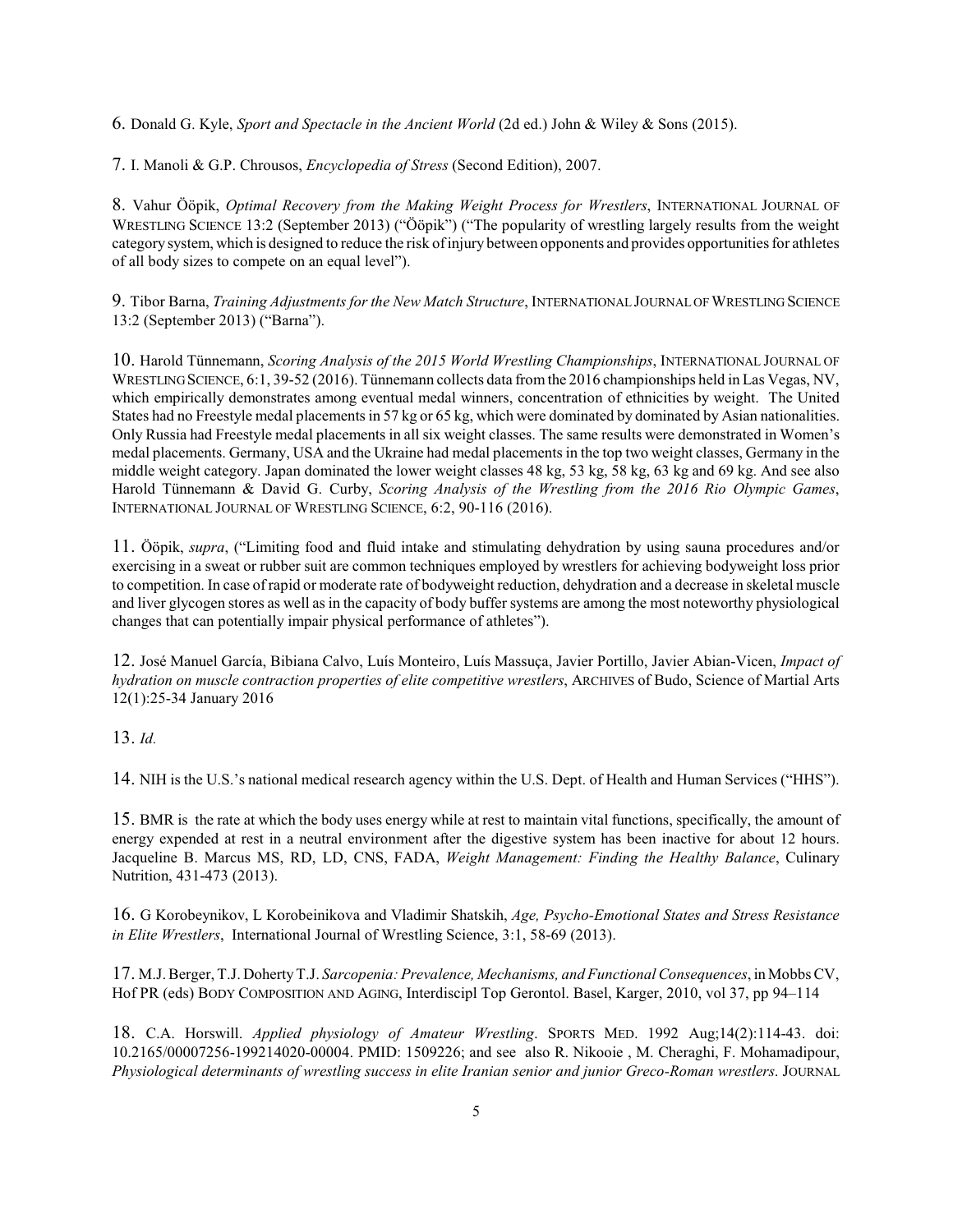6. Donald G. Kyle, *Sport and Spectacle in the Ancient World* (2d ed.) John & Wiley & Sons (2015).

7. I. Manoli & G.P. Chrousos, *Encyclopedia of Stress* (Second Edition), 2007.

8. Vahur Ööpik, *Optimal Recovery from the Making Weight Process for Wrestlers*, INTERNATIONAL JOURNAL OF WRESTLING SCIENCE 13:2 (September 2013) ("Ööpik") ("The popularity of wrestling largely results from the weight category system, which is designed to reduce the risk of injury between opponents and provides opportunities for athletes of all body sizes to compete on an equal level").

9. Tibor Barna, *Training Adjustments for the New Match Structure*, INTERNATIONAL JOURNAL OF WRESTLING SCIENCE 13:2 (September 2013) ("Barna").

10. Harold Tünnemann, *Scoring Analysis of the 2015 World Wrestling Championships*, INTERNATIONAL JOURNAL OF WRESTLING SCIENCE, 6:1, 39-52 (2016). Tünnemann collects data from the 2016 championships held in Las Vegas, NV, which empirically demonstrates among eventual medal winners, concentration of ethnicities by weight. The United States had no Freestyle medal placements in 57 kg or 65 kg, which were dominated by dominated by Asian nationalities. Only Russia had Freestyle medal placements in all six weight classes. The same results were demonstrated in Women's medal placements. Germany, USA and the Ukraine had medal placements in the top two weight classes, Germany in the middle weight category. Japan dominated the lower weight classes 48 kg, 53 kg, 58 kg, 63 kg and 69 kg. And see also Harold Tünnemann & David G. Curby, *Scoring Analysis of the Wrestling from the 2016 Rio Olympic Games*, INTERNATIONAL JOURNAL OF WRESTLING SCIENCE, 6:2, 90-116 (2016).

11. Ööpik, *supra*, ("Limiting food and fluid intake and stimulating dehydration by using sauna procedures and/or exercising in a sweat or rubber suit are common techniques employed by wrestlers for achieving bodyweight loss prior to competition. In case of rapid or moderate rate of bodyweight reduction, dehydration and a decrease in skeletal muscle and liver glycogen stores as well as in the capacity of body buffer systems are among the most noteworthy physiological changes that can potentially impair physical performance of athletes").

12. José Manuel García, Bibiana Calvo, Luís Monteiro, Luís Massuça, Javier Portillo, Javier Abian-Vicen, *Impact of hydration on muscle contraction properties of elite competitive wrestlers*, ARCHIVES of Budo, Science of Martial Arts 12(1):25-34 January 2016

13. *Id.*

14. NIH is the U.S.'s national medical research agency within the U.S. Dept. of Health and Human Services ("HHS").

15. BMR is the rate at which the body uses energy while at rest to maintain vital functions, specifically, the amount of energy expended at rest in a neutral environment after the digestive system has been inactive for about 12 hours. Jacqueline B. Marcus MS, RD, LD, CNS, FADA, *Weight Management: Finding the Healthy Balance*, Culinary Nutrition, 431-473 (2013).

16. G Korobeynikov, L Korobeinikova and Vladimir Shatskih, *Age, Psycho-Emotional States and Stress Resistance in Elite Wrestlers*, International Journal of Wrestling Science, 3:1, 58-69 (2013).

17. M.J. Berger, T.J. Doherty T.J. *Sarcopenia: Prevalence, Mechanisms, and Functional Consequences*, in Mobbs CV, Hof PR (eds) BODY COMPOSITION AND AGING, Interdiscipl Top Gerontol. Basel, Karger, 2010, vol 37, pp 94–114

18. C.A. Horswill. *Applied physiology of Amateur Wrestling*. SPORTS MED. 1992 Aug;14(2):114-43. doi: 10.2165/00007256-199214020-00004. PMID: 1509226; and see also R. Nikooie , M. Cheraghi, F. Mohamadipour, *Physiological determinants of wrestling success in elite Iranian senior and junior Greco-Roman wrestlers*. JOURNAL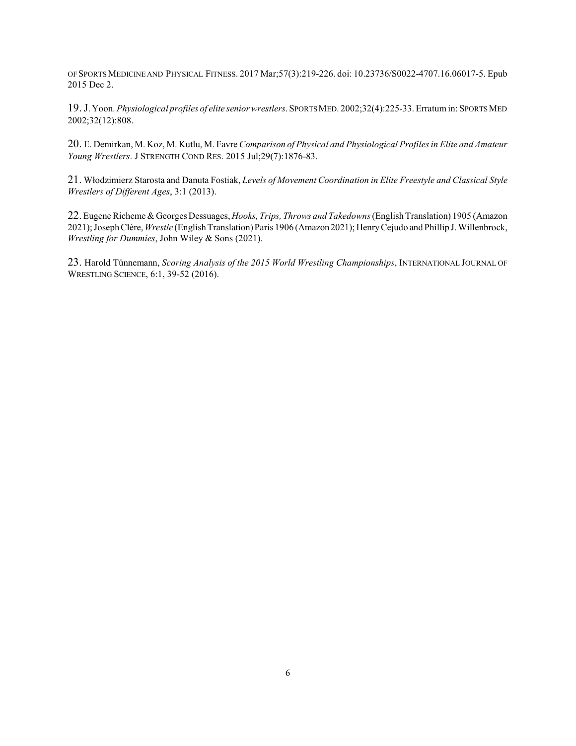OF SPORTS MEDICINE AND PHYSICAL FITNESS. 2017 Mar;57(3):219-226. doi: 10.23736/S0022-4707.16.06017-5. Epub 2015 Dec 2.

19. J. Yoon. *Physiological profiles of elite senior wrestlers*. SPORTS MED. 2002;32(4):225-33. Erratum in: SPORTS MED 2002;32(12):808.

20. E. Demirkan, M. Koz, M. Kutlu, M. Favre *Comparison of Physical and Physiological Profiles in Elite and Amateur Young Wrestlers*. J STRENGTH COND RES. 2015 Jul;29(7):1876-83.

21. Włodzimierz Starosta and Danuta Fostiak, *Levels of Movement Coordination in Elite Freestyle and Classical Style Wrestlers of Different Ages*, 3:1 (2013).

22. Eugene Richeme & Georges Dessuages, *Hooks, Trips, Throws and Takedowns* (English Translation) 1905 (Amazon 2021); Joseph Clère, *Wrestle* (English Translation) Paris 1906 (Amazon 2021); Henry Cejudo and Phillip J. Willenbrock, *Wrestling for Dummies*, John Wiley & Sons (2021).

23. Harold Tünnemann, *Scoring Analysis of the 2015 World Wrestling Championships*, INTERNATIONAL JOURNAL OF WRESTLING SCIENCE, 6:1, 39-52 (2016).